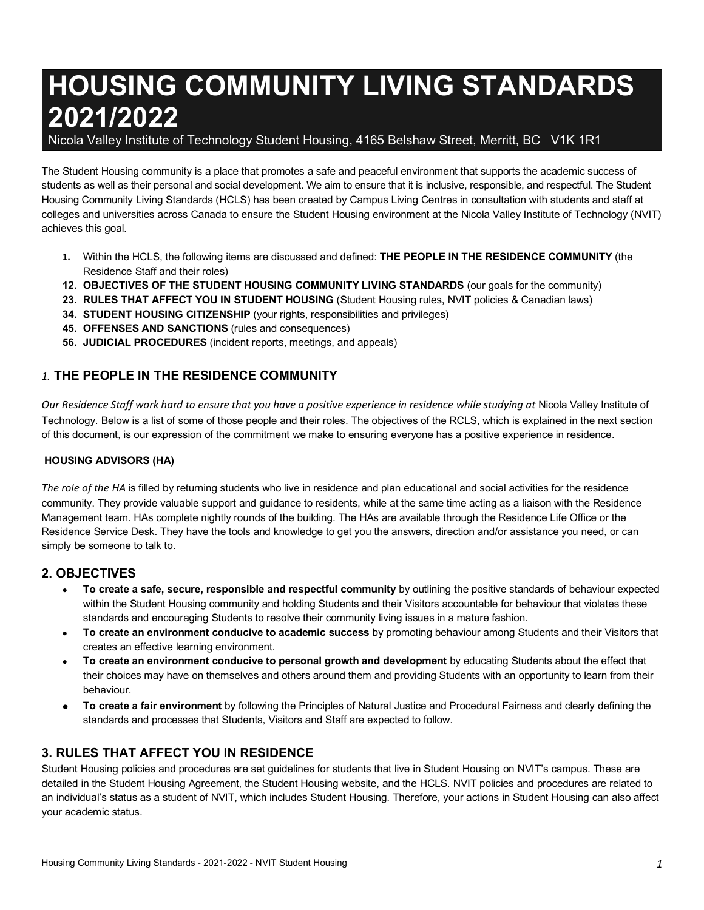# HOUSING COMMUNITY LIVING STANDARDS 2021/2022

Nicola Valley Institute of Technology Student Housing, 4165 Belshaw Street, Merritt, BC V1K 1R1

The Student Housing community is a place that promotes a safe and peaceful environment that supports the academic success of students as well as their personal and social development. We aim to ensure that it is inclusive, responsible, and respectful. The Student Housing Community Living Standards (HCLS) has been created by Campus Living Centres in consultation with students and staff at colleges and universities across Canada to ensure the Student Housing environment at the Nicola Valley Institute of Technology (NVIT) achieves this goal.

1. Within the HCLS, the following items are discussed and defined: **THE PEOPLE IN THE RESIDENCE COMMUNITY** (the Residence Staff and their roles)
12. **OBJECTIVES OF THE STUDENT HOUSING COMMUNITY LIVING STANDARDS** (our goals for the community)
23. **RULES THAT AFFECT YOU IN STUDENT HOUSING** (Student Housing rules, NVIT policies & Canadian laws)
34. **STUDENT HOUSING CITIZENSHIP** (your rights, responsibilities and privileges)
45. **OFFENSES AND SANCTIONS** (rules and consequences)
56. **JUDICIAL PROCEDURES** (incident reports, meetings, and appeals)

## *1.* THE PEOPLE IN THE RESIDENCE COMMUNITY

*Our Residence Staff work hard to ensure that you have a positive experience in residence while studying at* Nicola Valley Institute of Technology. Below is a list of some of those people and their roles. The objectives of the RCLS, which is explained in the next section of this document, is our expression of the commitment we make to ensuring everyone has a positive experience in residence.

### HOUSING ADVISORS (HA)

*The role of the HA* is filled by returning students who live in residence and plan educational and social activities for the residence community. They provide valuable support and guidance to residents, while at the same time acting as a liaison with the Residence Management team. HAs complete nightly rounds of the building. The HAs are available through the Residence Life Office or the Residence Service Desk. They have the tools and knowledge to get you the answers, direction and/or assistance you need, or can simply be someone to talk to.

## 2. OBJECTIVES

- **To create a safe, secure, responsible and respectful community** by outlining the positive standards of behaviour expected within the Student Housing community and holding Students and their Visitors accountable for behaviour that violates these standards and encouraging Students to resolve their community living issues in a mature fashion.
- **To create an environment conducive to academic success** by promoting behaviour among Students and their Visitors that creates an effective learning environment.
- **To create an environment conducive to personal growth and development** by educating Students about the effect that their choices may have on themselves and others around them and providing Students with an opportunity to learn from their behaviour.
- **To create a fair environment** by following the Principles of Natural Justice and Procedural Fairness and clearly defining the standards and processes that Students, Visitors and Staff are expected to follow.

## 3. RULES THAT AFFECT YOU IN RESIDENCE

Student Housing policies and procedures are set guidelines for students that live in Student Housing on NVIT's campus. These are detailed in the Student Housing Agreement, the Student Housing website, and the HCLS. NVIT policies and procedures are related to an individual's status as a student of NVIT, which includes Student Housing. Therefore, your actions in Student Housing can also affect your academic status.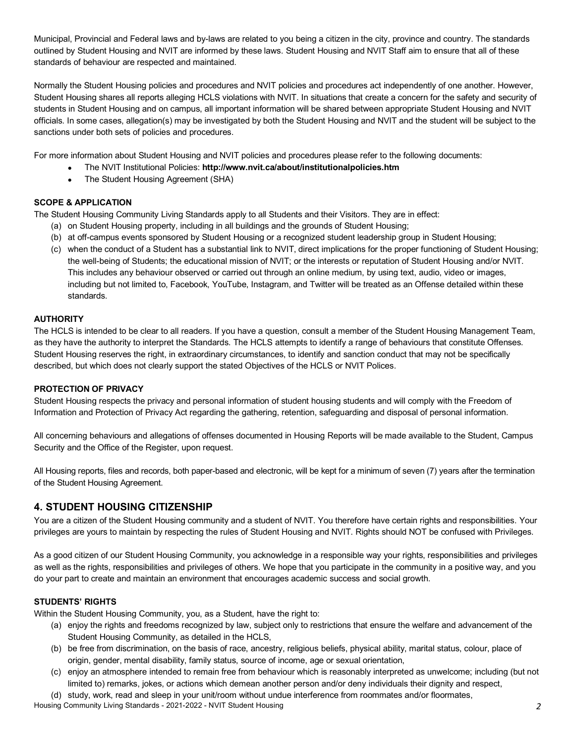Municipal, Provincial and Federal laws and by-laws are related to you being a citizen in the city, province and country. The standards outlined by Student Housing and NVIT are informed by these laws. Student Housing and NVIT Staff aim to ensure that all of these standards of behaviour are respected and maintained.

Normally the Student Housing policies and procedures and NVIT policies and procedures act independently of one another. However, Student Housing shares all reports alleging HCLS violations with NVIT. In situations that create a concern for the safety and security of students in Student Housing and on campus, all important information will be shared between appropriate Student Housing and NVIT officials. In some cases, allegation(s) may be investigated by both the Student Housing and NVIT and the student will be subject to the sanctions under both sets of policies and procedures.

For more information about Student Housing and NVIT policies and procedures please refer to the following documents:

- The NVIT Institutional Policies: **http://www.nvit.ca/about/institutionalpolicies.htm**
- The Student Housing Agreement (SHA)

**SCOPE & APPLICATION**

The Student Housing Community Living Standards apply to all Students and their Visitors. They are in effect:

(a) on Student Housing property, including in all buildings and the grounds of Student Housing;
(b) at off-campus events sponsored by Student Housing or a recognized student leadership group in Student Housing;
(c) when the conduct of a Student has a substantial link to NVIT, direct implications for the proper functioning of Student Housing; the well-being of Students; the educational mission of NVIT; or the interests or reputation of Student Housing and/or NVIT. This includes any behaviour observed or carried out through an online medium, by using text, audio, video or images, including but not limited to, Facebook, YouTube, Instagram, and Twitter will be treated as an Offense detailed within these standards.

**AUTHORITY**

The HCLS is intended to be clear to all readers. If you have a question, consult a member of the Student Housing Management Team, as they have the authority to interpret the Standards. The HCLS attempts to identify a range of behaviours that constitute Offenses. Student Housing reserves the right, in extraordinary circumstances, to identify and sanction conduct that may not be specifically described, but which does not clearly support the stated Objectives of the HCLS or NVIT Polices.

**PROTECTION OF PRIVACY**

Student Housing respects the privacy and personal information of student housing students and will comply with the Freedom of Information and Protection of Privacy Act regarding the gathering, retention, safeguarding and disposal of personal information.

All concerning behaviours and allegations of offenses documented in Housing Reports will be made available to the Student, Campus Security and the Office of the Register, upon request.

All Housing reports, files and records, both paper-based and electronic, will be kept for a minimum of seven (7) years after the termination of the Student Housing Agreement.

## 4. STUDENT HOUSING CITIZENSHIP

You are a citizen of the Student Housing community and a student of NVIT. You therefore have certain rights and responsibilities. Your privileges are yours to maintain by respecting the rules of Student Housing and NVIT. Rights should NOT be confused with Privileges.

As a good citizen of our Student Housing Community, you acknowledge in a responsible way your rights, responsibilities and privileges as well as the rights, responsibilities and privileges of others. We hope that you participate in the community in a positive way, and you do your part to create and maintain an environment that encourages academic success and social growth.

**STUDENTS' RIGHTS**

Within the Student Housing Community, you, as a Student, have the right to:

(a) enjoy the rights and freedoms recognized by law, subject only to restrictions that ensure the welfare and advancement of the Student Housing Community, as detailed in the HCLS,
(b) be free from discrimination, on the basis of race, ancestry, religious beliefs, physical ability, marital status, colour, place of origin, gender, mental disability, family status, source of income, age or sexual orientation,
(c) enjoy an atmosphere intended to remain free from behaviour which is reasonably interpreted as unwelcome; including (but not limited to) remarks, jokes, or actions which demean another person and/or deny individuals their dignity and respect,
(d) study, work, read and sleep in your unit/room without undue interference from roommates and/or floormates,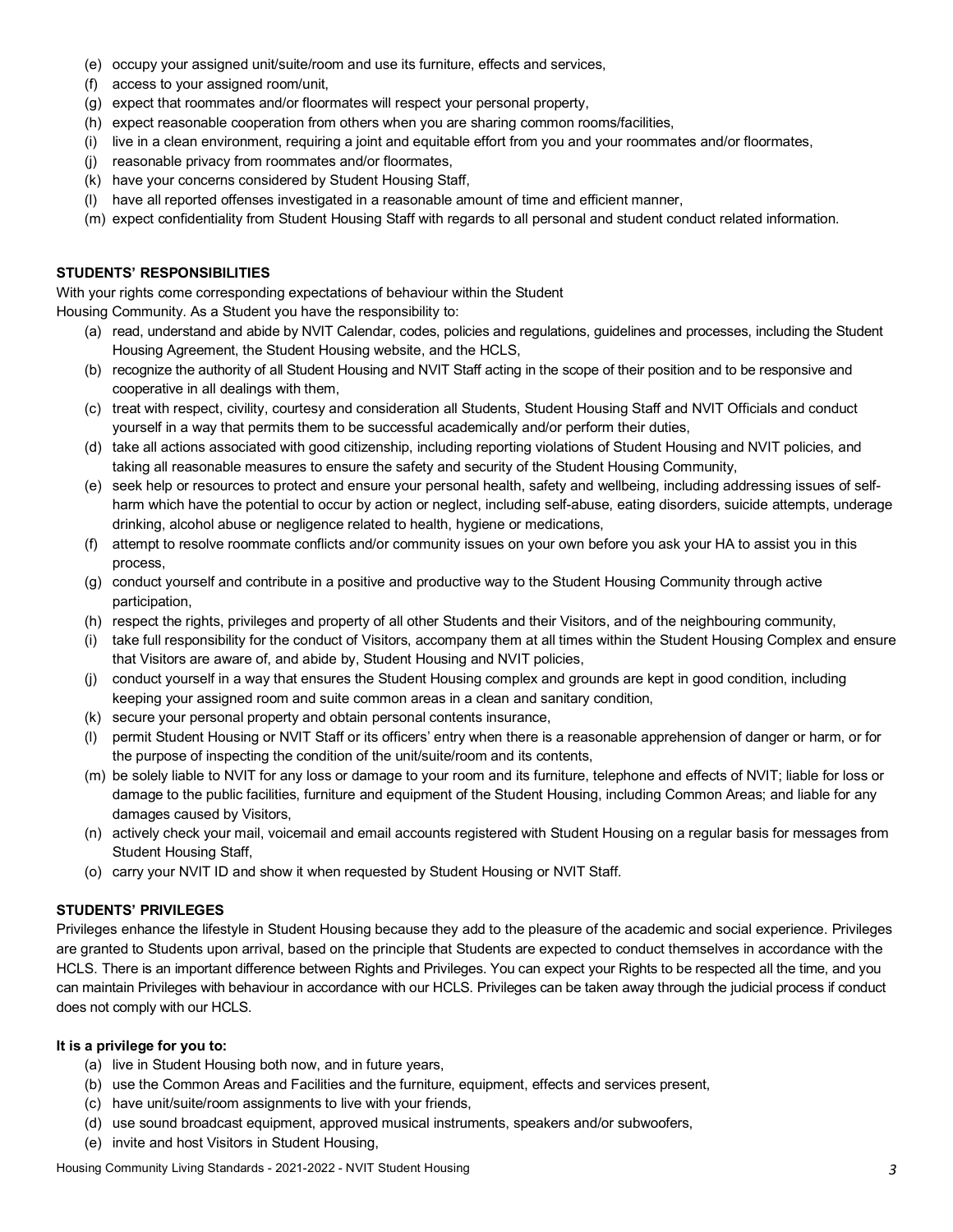(e) occupy your assigned unit/suite/room and use its furniture, effects and services,
(f) access to your assigned room/unit,
(g) expect that roommates and/or floormates will respect your personal property,
(h) expect reasonable cooperation from others when you are sharing common rooms/facilities,
(i) live in a clean environment, requiring a joint and equitable effort from you and your roommates and/or floormates,
(j) reasonable privacy from roommates and/or floormates,
(k) have your concerns considered by Student Housing Staff,
(l) have all reported offenses investigated in a reasonable amount of time and efficient manner,
(m) expect confidentiality from Student Housing Staff with regards to all personal and student conduct related information.

**STUDENTS' RESPONSIBILITIES**

With your rights come corresponding expectations of behaviour within the Student Housing Community. As a Student you have the responsibility to:

(a) read, understand and abide by NVIT Calendar, codes, policies and regulations, guidelines and processes, including the Student Housing Agreement, the Student Housing website, and the HCLS,
(b) recognize the authority of all Student Housing and NVIT Staff acting in the scope of their position and to be responsive and cooperative in all dealings with them,
(c) treat with respect, civility, courtesy and consideration all Students, Student Housing Staff and NVIT Officials and conduct yourself in a way that permits them to be successful academically and/or perform their duties,
(d) take all actions associated with good citizenship, including reporting violations of Student Housing and NVIT policies, and taking all reasonable measures to ensure the safety and security of the Student Housing Community,
(e) seek help or resources to protect and ensure your personal health, safety and wellbeing, including addressing issues of self-harm which have the potential to occur by action or neglect, including self-abuse, eating disorders, suicide attempts, underage drinking, alcohol abuse or negligence related to health, hygiene or medications,
(f) attempt to resolve roommate conflicts and/or community issues on your own before you ask your HA to assist you in this process,
(g) conduct yourself and contribute in a positive and productive way to the Student Housing Community through active participation,
(h) respect the rights, privileges and property of all other Students and their Visitors, and of the neighbouring community,
(i) take full responsibility for the conduct of Visitors, accompany them at all times within the Student Housing Complex and ensure that Visitors are aware of, and abide by, Student Housing and NVIT policies,
(j) conduct yourself in a way that ensures the Student Housing complex and grounds are kept in good condition, including keeping your assigned room and suite common areas in a clean and sanitary condition,
(k) secure your personal property and obtain personal contents insurance,
(l) permit Student Housing or NVIT Staff or its officers' entry when there is a reasonable apprehension of danger or harm, or for the purpose of inspecting the condition of the unit/suite/room and its contents,
(m) be solely liable to NVIT for any loss or damage to your room and its furniture, telephone and effects of NVIT; liable for loss or damage to the public facilities, furniture and equipment of the Student Housing, including Common Areas; and liable for any damages caused by Visitors,
(n) actively check your mail, voicemail and email accounts registered with Student Housing on a regular basis for messages from Student Housing Staff,
(o) carry your NVIT ID and show it when requested by Student Housing or NVIT Staff.

**STUDENTS' PRIVILEGES**

Privileges enhance the lifestyle in Student Housing because they add to the pleasure of the academic and social experience. Privileges are granted to Students upon arrival, based on the principle that Students are expected to conduct themselves in accordance with the HCLS. There is an important difference between Rights and Privileges. You can expect your Rights to be respected all the time, and you can maintain Privileges with behaviour in accordance with our HCLS. Privileges can be taken away through the judicial process if conduct does not comply with our HCLS.

**It is a privilege for you to:**

(a) live in Student Housing both now, and in future years,
(b) use the Common Areas and Facilities and the furniture, equipment, effects and services present,
(c) have unit/suite/room assignments to live with your friends,
(d) use sound broadcast equipment, approved musical instruments, speakers and/or subwoofers,
(e) invite and host Visitors in Student Housing,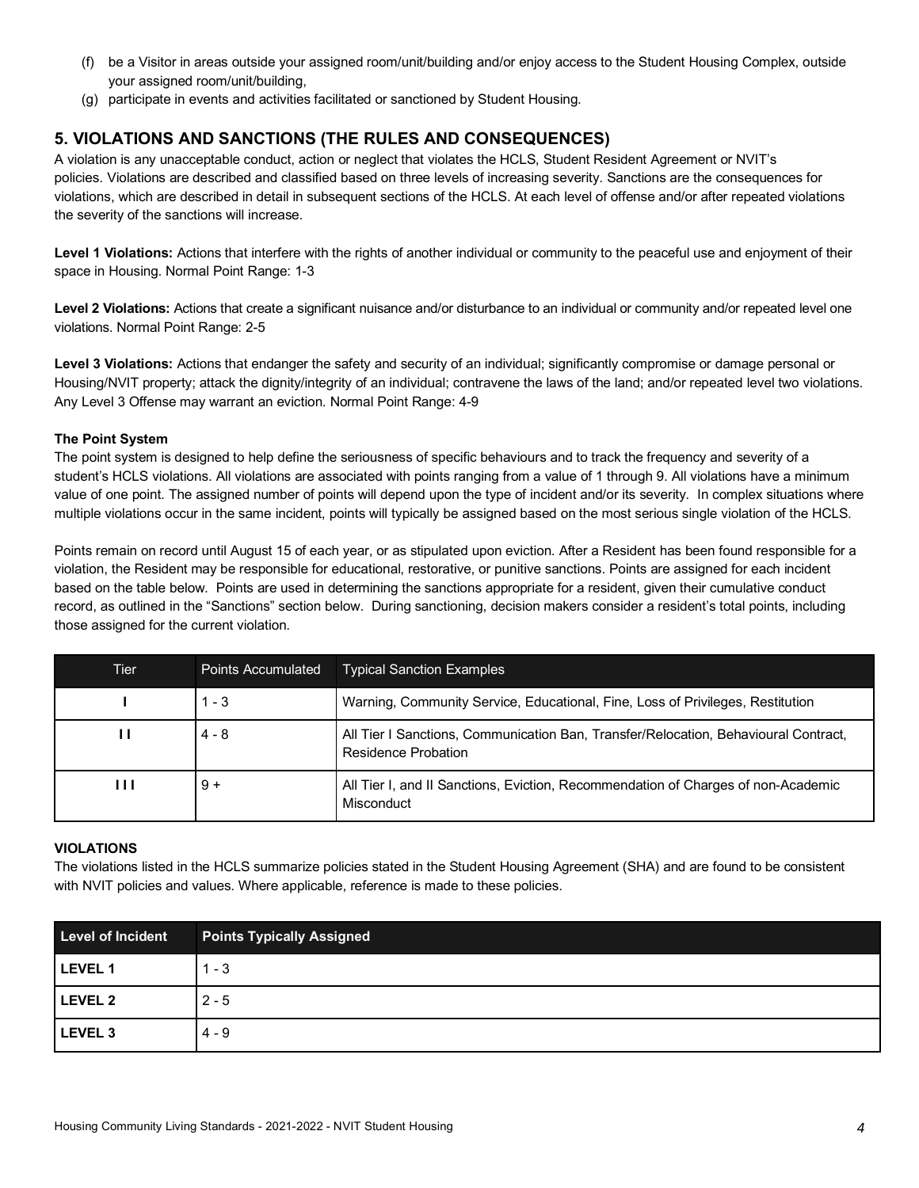(f) be a Visitor in areas outside your assigned room/unit/building and/or enjoy access to the Student Housing Complex, outside your assigned room/unit/building,

(g) participate in events and activities facilitated or sanctioned by Student Housing.

## 5. VIOLATIONS AND SANCTIONS (THE RULES AND CONSEQUENCES)

A violation is any unacceptable conduct, action or neglect that violates the HCLS, Student Resident Agreement or NVIT's policies. Violations are described and classified based on three levels of increasing severity. Sanctions are the consequences for violations, which are described in detail in subsequent sections of the HCLS. At each level of offense and/or after repeated violations the severity of the sanctions will increase.

**Level 1 Violations:** Actions that interfere with the rights of another individual or community to the peaceful use and enjoyment of their space in Housing. Normal Point Range: 1-3

**Level 2 Violations:** Actions that create a significant nuisance and/or disturbance to an individual or community and/or repeated level one violations. Normal Point Range: 2-5

**Level 3 Violations:** Actions that endanger the safety and security of an individual; significantly compromise or damage personal or Housing/NVIT property; attack the dignity/integrity of an individual; contravene the laws of the land; and/or repeated level two violations. Any Level 3 Offense may warrant an eviction. Normal Point Range: 4-9

**The Point System**

The point system is designed to help define the seriousness of specific behaviours and to track the frequency and severity of a student's HCLS violations. All violations are associated with points ranging from a value of 1 through 9. All violations have a minimum value of one point. The assigned number of points will depend upon the type of incident and/or its severity. In complex situations where multiple violations occur in the same incident, points will typically be assigned based on the most serious single violation of the HCLS.

Points remain on record until August 15 of each year, or as stipulated upon eviction. After a Resident has been found responsible for a violation, the Resident may be responsible for educational, restorative, or punitive sanctions. Points are assigned for each incident based on the table below. Points are used in determining the sanctions appropriate for a resident, given their cumulative conduct record, as outlined in the "Sanctions" section below. During sanctioning, decision makers consider a resident's total points, including those assigned for the current violation.

| Tier | Points Accumulated | Typical Sanction Examples |
|---|---|---|
| I | 1 - 3 | Warning, Community Service, Educational, Fine, Loss of Privileges, Restitution |
| I I | 4 - 8 | All Tier I Sanctions, Communication Ban, Transfer/Relocation, Behavioural Contract, Residence Probation |
| I I I | 9 + | All Tier I, and II Sanctions, Eviction, Recommendation of Charges of non-Academic Misconduct |

**VIOLATIONS**

The violations listed in the HCLS summarize policies stated in the Student Housing Agreement (SHA) and are found to be consistent with NVIT policies and values. Where applicable, reference is made to these policies.

| Level of Incident | Points Typically Assigned |
|---|---|
| **LEVEL 1** | 1 - 3 |
| **LEVEL 2** | 2 - 5 |
| **LEVEL 3** | 4 - 9 |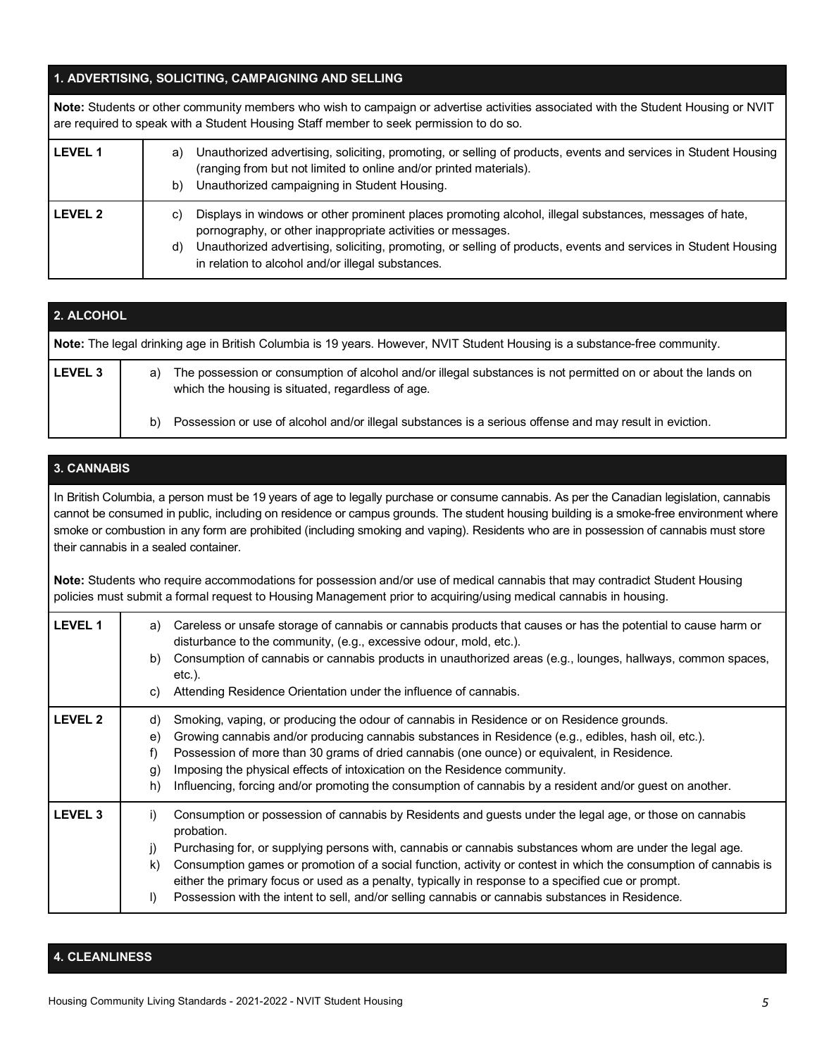## 1. ADVERTISING, SOLICITING, CAMPAIGNING AND SELLING

**Note:** Students or other community members who wish to campaign or advertise activities associated with the Student Housing or NVIT are required to speak with a Student Housing Staff member to seek permission to do so.

| | |
|---|---|
| **LEVEL 1** | a) Unauthorized advertising, soliciting, promoting, or selling of products, events and services in Student Housing (ranging from but not limited to online and/or printed materials).<br>b) Unauthorized campaigning in Student Housing. |
| **LEVEL 2** | c) Displays in windows or other prominent places promoting alcohol, illegal substances, messages of hate, pornography, or other inappropriate activities or messages.<br>d) Unauthorized advertising, soliciting, promoting, or selling of products, events and services in Student Housing in relation to alcohol and/or illegal substances. |

## 2. ALCOHOL

**Note:** The legal drinking age in British Columbia is 19 years. However, NVIT Student Housing is a substance-free community.

| | |
|---|---|
| **LEVEL 3** | a) The possession or consumption of alcohol and/or illegal substances is not permitted on or about the lands on which the housing is situated, regardless of age.<br>b) Possession or use of alcohol and/or illegal substances is a serious offense and may result in eviction. |

## 3. CANNABIS

In British Columbia, a person must be 19 years of age to legally purchase or consume cannabis. As per the Canadian legislation, cannabis cannot be consumed in public, including on residence or campus grounds. The student housing building is a smoke-free environment where smoke or combustion in any form are prohibited (including smoking and vaping). Residents who are in possession of cannabis must store their cannabis in a sealed container.

**Note:** Students who require accommodations for possession and/or use of medical cannabis that may contradict Student Housing policies must submit a formal request to Housing Management prior to acquiring/using medical cannabis in housing.

| | |
|---|---|
| **LEVEL 1** | a) Careless or unsafe storage of cannabis or cannabis products that causes or has the potential to cause harm or disturbance to the community, (e.g., excessive odour, mold, etc.).<br>b) Consumption of cannabis or cannabis products in unauthorized areas (e.g., lounges, hallways, common spaces, etc.).<br>c) Attending Residence Orientation under the influence of cannabis. |
| **LEVEL 2** | d) Smoking, vaping, or producing the odour of cannabis in Residence or on Residence grounds.<br>e) Growing cannabis and/or producing cannabis substances in Residence (e.g., edibles, hash oil, etc.).<br>f) Possession of more than 30 grams of dried cannabis (one ounce) or equivalent, in Residence.<br>g) Imposing the physical effects of intoxication on the Residence community.<br>h) Influencing, forcing and/or promoting the consumption of cannabis by a resident and/or guest on another. |
| **LEVEL 3** | i) Consumption or possession of cannabis by Residents and guests under the legal age, or those on cannabis probation.<br>j) Purchasing for, or supplying persons with, cannabis or cannabis substances whom are under the legal age.<br>k) Consumption games or promotion of a social function, activity or contest in which the consumption of cannabis is either the primary focus or used as a penalty, typically in response to a specified cue or prompt.<br>l) Possession with the intent to sell, and/or selling cannabis or cannabis substances in Residence. |

## 4. CLEANLINESS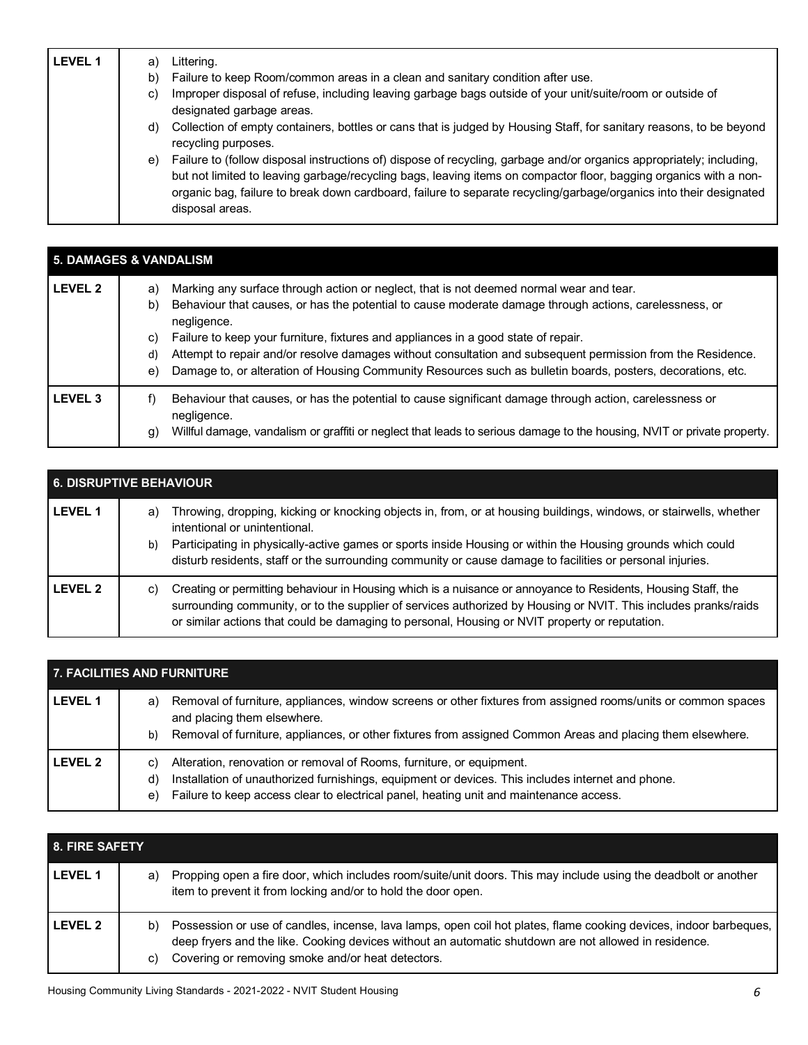| LEVEL 1 | a) Littering.<br>b) Failure to keep Room/common areas in a clean and sanitary condition after use.<br>c) Improper disposal of refuse, including leaving garbage bags outside of your unit/suite/room or outside of designated garbage areas.<br>d) Collection of empty containers, bottles or cans that is judged by Housing Staff, for sanitary reasons, to be beyond recycling purposes.<br>e) Failure to (follow disposal instructions of) dispose of recycling, garbage and/or organics appropriately; including, but not limited to leaving garbage/recycling bags, leaving items on compactor floor, bagging organics with a non-organic bag, failure to break down cardboard, failure to separate recycling/garbage/organics into their designated disposal areas. |
|---|---|

| **5. DAMAGES & VANDALISM** | |
|---|---|
| **LEVEL 2** | a) Marking any surface through action or neglect, that is not deemed normal wear and tear.<br>b) Behaviour that causes, or has the potential to cause moderate damage through actions, carelessness, or negligence.<br>c) Failure to keep your furniture, fixtures and appliances in a good state of repair.<br>d) Attempt to repair and/or resolve damages without consultation and subsequent permission from the Residence.<br>e) Damage to, or alteration of Housing Community Resources such as bulletin boards, posters, decorations, etc. |
| **LEVEL 3** | f) Behaviour that causes, or has the potential to cause significant damage through action, carelessness or negligence.<br>g) Willful damage, vandalism or graffiti or neglect that leads to serious damage to the housing, NVIT or private property. |

| **6. DISRUPTIVE BEHAVIOUR** | |
|---|---|
| **LEVEL 1** | a) Throwing, dropping, kicking or knocking objects in, from, or at housing buildings, windows, or stairwells, whether intentional or unintentional.<br>b) Participating in physically-active games or sports inside Housing or within the Housing grounds which could disturb residents, staff or the surrounding community or cause damage to facilities or personal injuries. |
| **LEVEL 2** | c) Creating or permitting behaviour in Housing which is a nuisance or annoyance to Residents, Housing Staff, the surrounding community, or to the supplier of services authorized by Housing or NVIT. This includes pranks/raids or similar actions that could be damaging to personal, Housing or NVIT property or reputation. |

| **7. FACILITIES AND FURNITURE** | |
|---|---|
| **LEVEL 1** | a) Removal of furniture, appliances, window screens or other fixtures from assigned rooms/units or common spaces and placing them elsewhere.<br>b) Removal of furniture, appliances, or other fixtures from assigned Common Areas and placing them elsewhere. |
| **LEVEL 2** | c) Alteration, renovation or removal of Rooms, furniture, or equipment.<br>d) Installation of unauthorized furnishings, equipment or devices. This includes internet and phone.<br>e) Failure to keep access clear to electrical panel, heating unit and maintenance access. |

| **8. FIRE SAFETY** | |
|---|---|
| **LEVEL 1** | a) Propping open a fire door, which includes room/suite/unit doors. This may include using the deadbolt or another item to prevent it from locking and/or to hold the door open. |
| **LEVEL 2** | b) Possession or use of candles, incense, lava lamps, open coil hot plates, flame cooking devices, indoor barbeques, deep fryers and the like. Cooking devices without an automatic shutdown are not allowed in residence.<br>c) Covering or removing smoke and/or heat detectors. |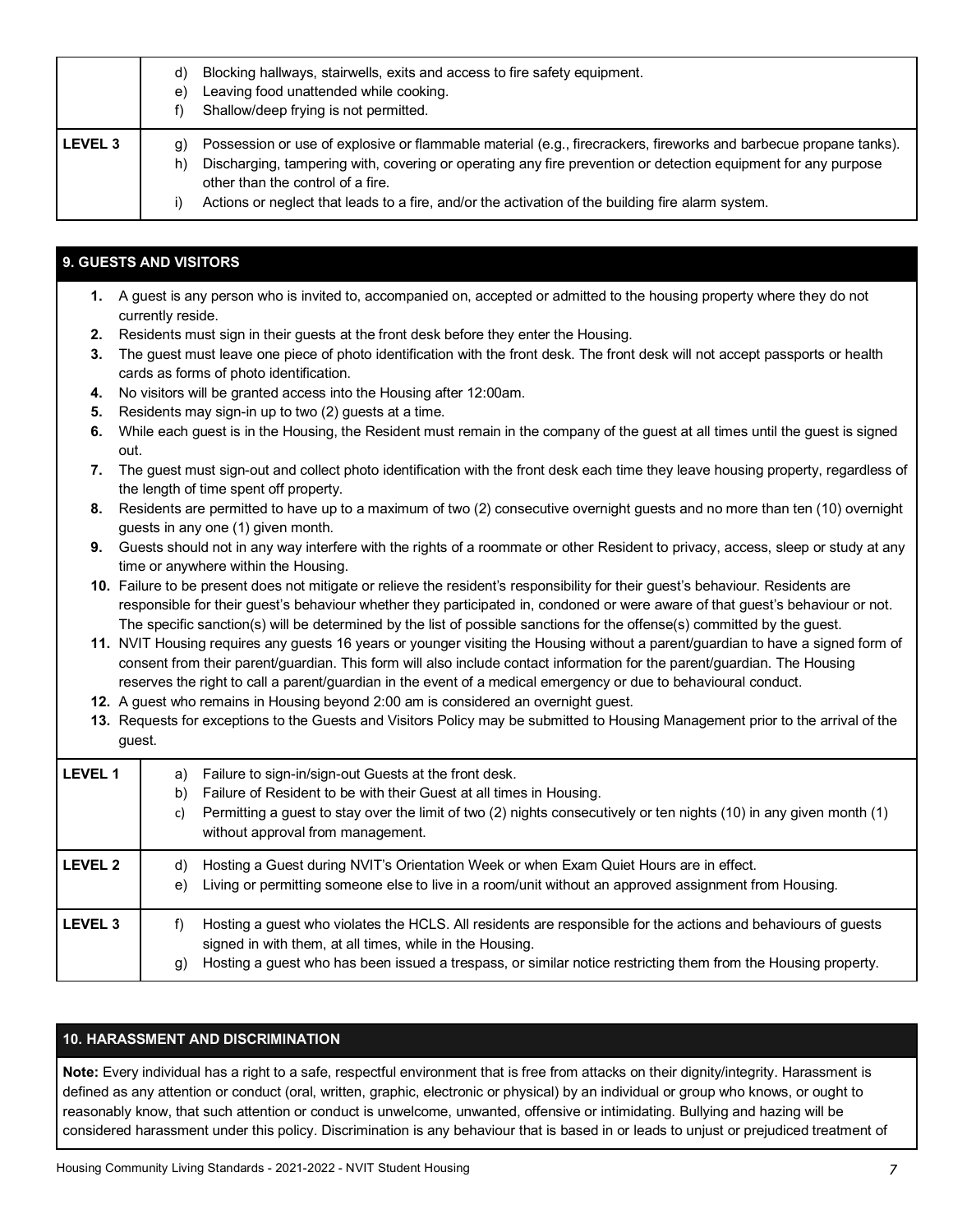| | |
|---|---|
| | d) Blocking hallways, stairwells, exits and access to fire safety equipment.<br>e) Leaving food unattended while cooking.<br>f) Shallow/deep frying is not permitted. |
| **LEVEL 3** | g) Possession or use of explosive or flammable material (e.g., firecrackers, fireworks and barbecue propane tanks).<br>h) Discharging, tampering with, covering or operating any fire prevention or detection equipment for any purpose other than the control of a fire.<br>i) Actions or neglect that leads to a fire, and/or the activation of the building fire alarm system. |

## 9. GUESTS AND VISITORS

1. A guest is any person who is invited to, accompanied on, accepted or admitted to the housing property where they do not currently reside.
2. Residents must sign in their guests at the front desk before they enter the Housing.
3. The guest must leave one piece of photo identification with the front desk. The front desk will not accept passports or health cards as forms of photo identification.
4. No visitors will be granted access into the Housing after 12:00am.
5. Residents may sign-in up to two (2) guests at a time.
6. While each guest is in the Housing, the Resident must remain in the company of the guest at all times until the guest is signed out.
7. The guest must sign-out and collect photo identification with the front desk each time they leave housing property, regardless of the length of time spent off property.
8. Residents are permitted to have up to a maximum of two (2) consecutive overnight guests and no more than ten (10) overnight guests in any one (1) given month.
9. Guests should not in any way interfere with the rights of a roommate or other Resident to privacy, access, sleep or study at any time or anywhere within the Housing.
10. Failure to be present does not mitigate or relieve the resident's responsibility for their guest's behaviour. Residents are responsible for their guest's behaviour whether they participated in, condoned or were aware of that guest's behaviour or not. The specific sanction(s) will be determined by the list of possible sanctions for the offense(s) committed by the guest.
11. NVIT Housing requires any guests 16 years or younger visiting the Housing without a parent/guardian to have a signed form of consent from their parent/guardian. This form will also include contact information for the parent/guardian. The Housing reserves the right to call a parent/guardian in the event of a medical emergency or due to behavioural conduct.
12. A guest who remains in Housing beyond 2:00 am is considered an overnight guest.
13. Requests for exceptions to the Guests and Visitors Policy may be submitted to Housing Management prior to the arrival of the guest.

| | |
|---|---|
| **LEVEL 1** | a) Failure to sign-in/sign-out Guests at the front desk.<br>b) Failure of Resident to be with their Guest at all times in Housing.<br>c) Permitting a guest to stay over the limit of two (2) nights consecutively or ten nights (10) in any given month (1) without approval from management. |
| **LEVEL 2** | d) Hosting a Guest during NVIT's Orientation Week or when Exam Quiet Hours are in effect.<br>e) Living or permitting someone else to live in a room/unit without an approved assignment from Housing. |
| **LEVEL 3** | f) Hosting a guest who violates the HCLS. All residents are responsible for the actions and behaviours of guests signed in with them, at all times, while in the Housing.<br>g) Hosting a guest who has been issued a trespass, or similar notice restricting them from the Housing property. |

## 10. HARASSMENT AND DISCRIMINATION

**Note:** Every individual has a right to a safe, respectful environment that is free from attacks on their dignity/integrity. Harassment is defined as any attention or conduct (oral, written, graphic, electronic or physical) by an individual or group who knows, or ought to reasonably know, that such attention or conduct is unwelcome, unwanted, offensive or intimidating. Bullying and hazing will be considered harassment under this policy. Discrimination is any behaviour that is based in or leads to unjust or prejudiced treatment of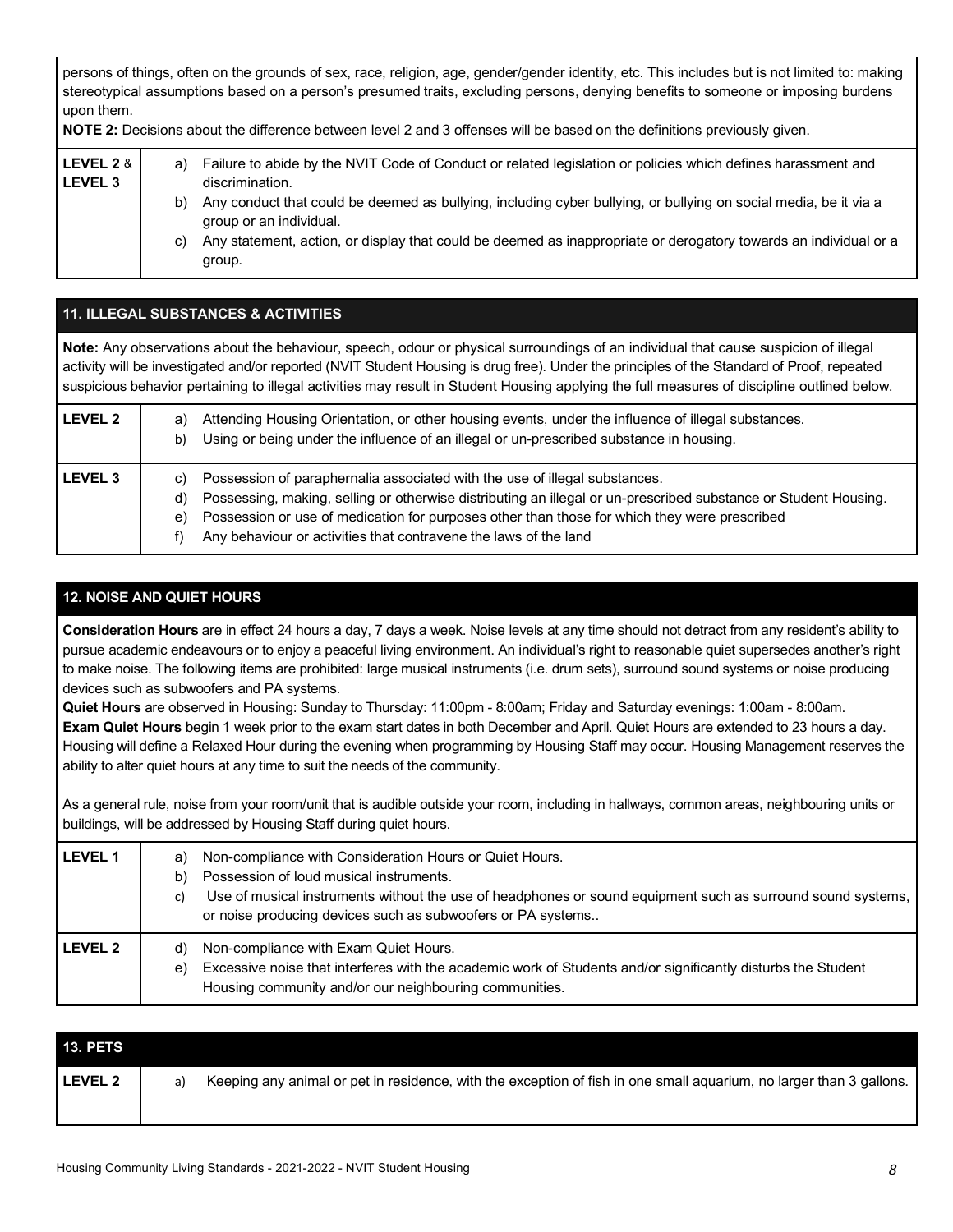persons of things, often on the grounds of sex, race, religion, age, gender/gender identity, etc. This includes but is not limited to: making stereotypical assumptions based on a person's presumed traits, excluding persons, denying benefits to someone or imposing burdens upon them.

**NOTE 2:** Decisions about the difference between level 2 and 3 offenses will be based on the definitions previously given.

| | |
|---|---|
| **LEVEL 2** & **LEVEL 3** | a) Failure to abide by the NVIT Code of Conduct or related legislation or policies which defines harassment and discrimination.<br>b) Any conduct that could be deemed as bullying, including cyber bullying, or bullying on social media, be it via a group or an individual.<br>c) Any statement, action, or display that could be deemed as inappropriate or derogatory towards an individual or a group. |

## 11. ILLEGAL SUBSTANCES & ACTIVITIES

**Note:** Any observations about the behaviour, speech, odour or physical surroundings of an individual that cause suspicion of illegal activity will be investigated and/or reported (NVIT Student Housing is drug free). Under the principles of the Standard of Proof, repeated suspicious behavior pertaining to illegal activities may result in Student Housing applying the full measures of discipline outlined below.

| | |
|---|---|
| **LEVEL 2** | a) Attending Housing Orientation, or other housing events, under the influence of illegal substances.<br>b) Using or being under the influence of an illegal or un-prescribed substance in housing. |
| **LEVEL 3** | c) Possession of paraphernalia associated with the use of illegal substances.<br>d) Possessing, making, selling or otherwise distributing an illegal or un-prescribed substance or Student Housing.<br>e) Possession or use of medication for purposes other than those for which they were prescribed<br>f) Any behaviour or activities that contravene the laws of the land |

## 12. NOISE AND QUIET HOURS

**Consideration Hours** are in effect 24 hours a day, 7 days a week. Noise levels at any time should not detract from any resident's ability to pursue academic endeavours or to enjoy a peaceful living environment. An individual's right to reasonable quiet supersedes another's right to make noise. The following items are prohibited: large musical instruments (i.e. drum sets), surround sound systems or noise producing devices such as subwoofers and PA systems.

**Quiet Hours** are observed in Housing: Sunday to Thursday: 11:00pm - 8:00am; Friday and Saturday evenings: 1:00am - 8:00am.

**Exam Quiet Hours** begin 1 week prior to the exam start dates in both December and April. Quiet Hours are extended to 23 hours a day. Housing will define a Relaxed Hour during the evening when programming by Housing Staff may occur. Housing Management reserves the ability to alter quiet hours at any time to suit the needs of the community.

As a general rule, noise from your room/unit that is audible outside your room, including in hallways, common areas, neighbouring units or buildings, will be addressed by Housing Staff during quiet hours.

| | |
|---|---|
| **LEVEL 1** | a) Non-compliance with Consideration Hours or Quiet Hours.<br>b) Possession of loud musical instruments.<br>c) Use of musical instruments without the use of headphones or sound equipment such as surround sound systems, or noise producing devices such as subwoofers or PA systems.. |
| **LEVEL 2** | d) Non-compliance with Exam Quiet Hours.<br>e) Excessive noise that interferes with the academic work of Students and/or significantly disturbs the Student Housing community and/or our neighbouring communities. |

## 13. PETS

| | |
|---|---|
| **LEVEL 2** | a) Keeping any animal or pet in residence, with the exception of fish in one small aquarium, no larger than 3 gallons. |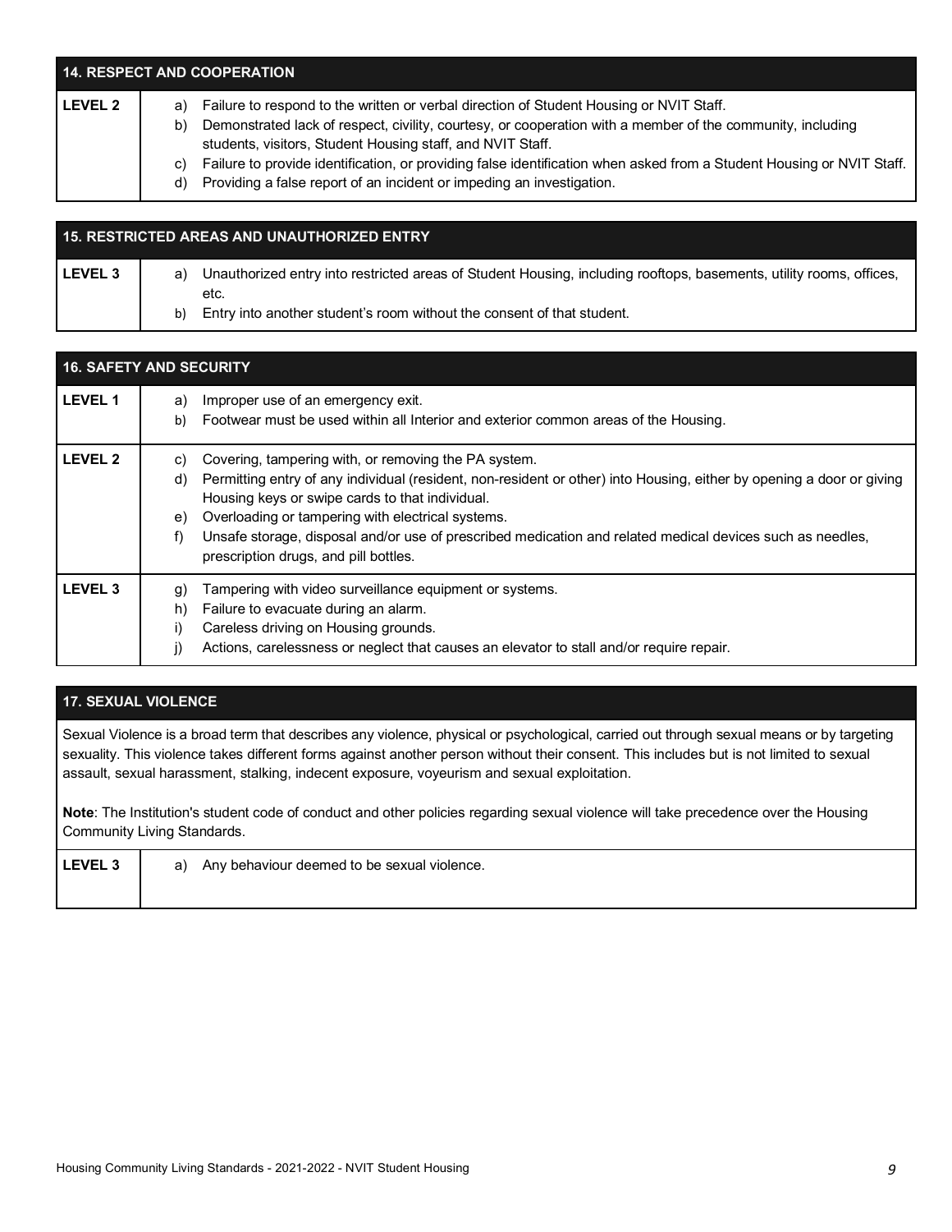| 14. RESPECT AND COOPERATION | |
|---|---|
| **LEVEL 2** | a) Failure to respond to the written or verbal direction of Student Housing or NVIT Staff.<br>b) Demonstrated lack of respect, civility, courtesy, or cooperation with a member of the community, including students, visitors, Student Housing staff, and NVIT Staff.<br>c) Failure to provide identification, or providing false identification when asked from a Student Housing or NVIT Staff.<br>d) Providing a false report of an incident or impeding an investigation. |

| 15. RESTRICTED AREAS AND UNAUTHORIZED ENTRY | |
|---|---|
| **LEVEL 3** | a) Unauthorized entry into restricted areas of Student Housing, including rooftops, basements, utility rooms, offices, etc.<br>b) Entry into another student's room without the consent of that student. |

| 16. SAFETY AND SECURITY | |
|---|---|
| **LEVEL 1** | a) Improper use of an emergency exit.<br>b) Footwear must be used within all Interior and exterior common areas of the Housing. |
| **LEVEL 2** | c) Covering, tampering with, or removing the PA system.<br>d) Permitting entry of any individual (resident, non-resident or other) into Housing, either by opening a door or giving Housing keys or swipe cards to that individual.<br>e) Overloading or tampering with electrical systems.<br>f) Unsafe storage, disposal and/or use of prescribed medication and related medical devices such as needles, prescription drugs, and pill bottles. |
| **LEVEL 3** | g) Tampering with video surveillance equipment or systems.<br>h) Failure to evacuate during an alarm.<br>i) Careless driving on Housing grounds.<br>j) Actions, carelessness or neglect that causes an elevator to stall and/or require repair. |

| 17. SEXUAL VIOLENCE | |
|---|---|
| Sexual Violence is a broad term that describes any violence, physical or psychological, carried out through sexual means or by targeting sexuality. This violence takes different forms against another person without their consent. This includes but is not limited to sexual assault, sexual harassment, stalking, indecent exposure, voyeurism and sexual exploitation.<br><br>**Note**: The Institution's student code of conduct and other policies regarding sexual violence will take precedence over the Housing Community Living Standards. | |
| **LEVEL 3** | a) Any behaviour deemed to be sexual violence. |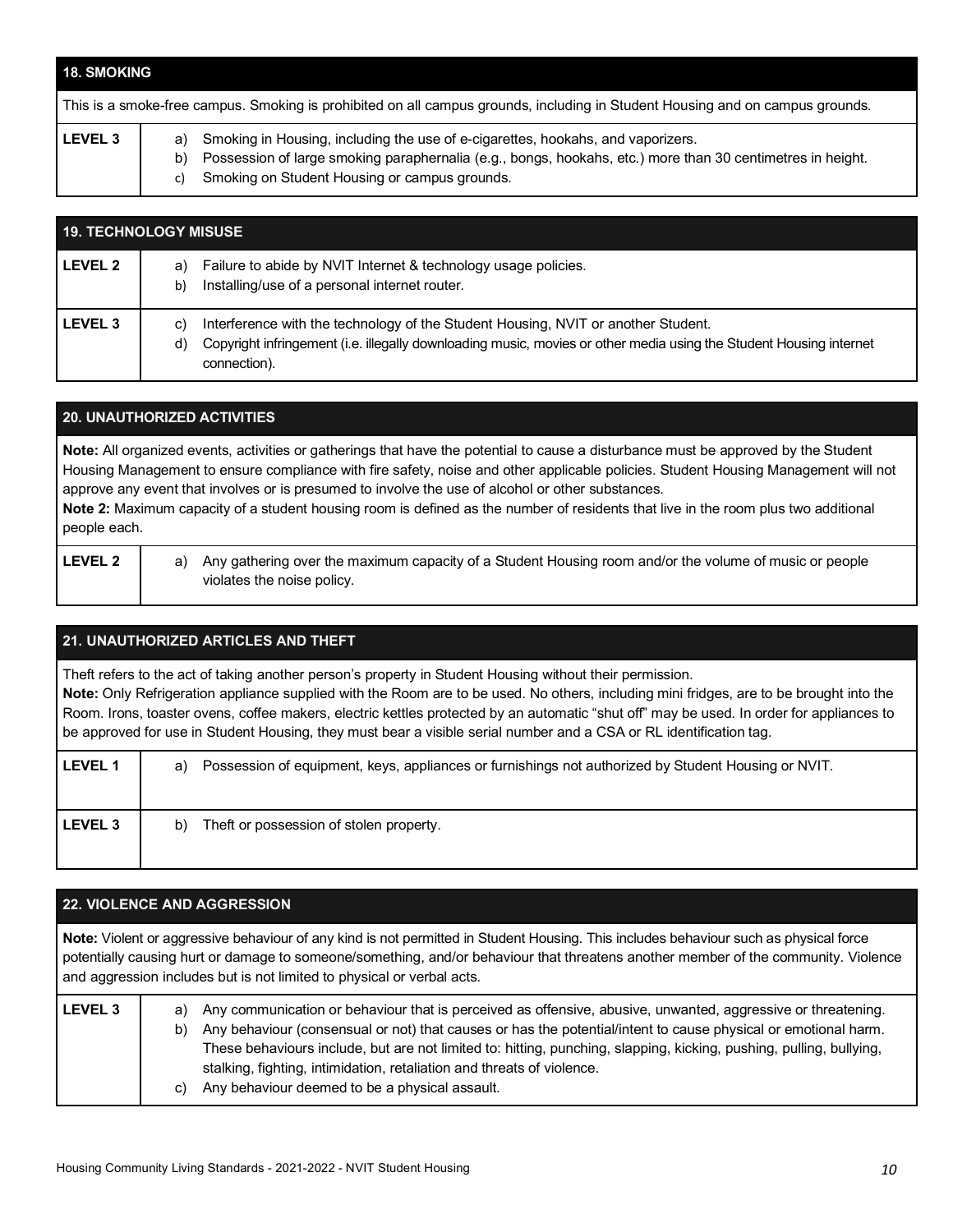## 18. SMOKING

This is a smoke-free campus. Smoking is prohibited on all campus grounds, including in Student Housing and on campus grounds.

| | |
|---|---|
| **LEVEL 3** | a) Smoking in Housing, including the use of e-cigarettes, hookahs, and vaporizers.<br>b) Possession of large smoking paraphernalia (e.g., bongs, hookahs, etc.) more than 30 centimetres in height.<br>c) Smoking on Student Housing or campus grounds. |

## 19. TECHNOLOGY MISUSE

| | |
|---|---|
| **LEVEL 2** | a) Failure to abide by NVIT Internet & technology usage policies.<br>b) Installing/use of a personal internet router. |
| **LEVEL 3** | c) Interference with the technology of the Student Housing, NVIT or another Student.<br>d) Copyright infringement (i.e. illegally downloading music, movies or other media using the Student Housing internet connection). |

## 20. UNAUTHORIZED ACTIVITIES

**Note:** All organized events, activities or gatherings that have the potential to cause a disturbance must be approved by the Student Housing Management to ensure compliance with fire safety, noise and other applicable policies. Student Housing Management will not approve any event that involves or is presumed to involve the use of alcohol or other substances.
**Note 2:** Maximum capacity of a student housing room is defined as the number of residents that live in the room plus two additional people each.

| | |
|---|---|
| **LEVEL 2** | a) Any gathering over the maximum capacity of a Student Housing room and/or the volume of music or people violates the noise policy. |

## 21. UNAUTHORIZED ARTICLES AND THEFT

Theft refers to the act of taking another person's property in Student Housing without their permission.
**Note:** Only Refrigeration appliance supplied with the Room are to be used. No others, including mini fridges, are to be brought into the Room. Irons, toaster ovens, coffee makers, electric kettles protected by an automatic "shut off" may be used. In order for appliances to be approved for use in Student Housing, they must bear a visible serial number and a CSA or RL identification tag.

| | |
|---|---|
| **LEVEL 1** | a) Possession of equipment, keys, appliances or furnishings not authorized by Student Housing or NVIT. |
| **LEVEL 3** | b) Theft or possession of stolen property. |

## 22. VIOLENCE AND AGGRESSION

**Note:** Violent or aggressive behaviour of any kind is not permitted in Student Housing. This includes behaviour such as physical force potentially causing hurt or damage to someone/something, and/or behaviour that threatens another member of the community. Violence and aggression includes but is not limited to physical or verbal acts.

| | |
|---|---|
| **LEVEL 3** | a) Any communication or behaviour that is perceived as offensive, abusive, unwanted, aggressive or threatening.<br>b) Any behaviour (consensual or not) that causes or has the potential/intent to cause physical or emotional harm. These behaviours include, but are not limited to: hitting, punching, slapping, kicking, pushing, pulling, bullying, stalking, fighting, intimidation, retaliation and threats of violence.<br>c) Any behaviour deemed to be a physical assault. |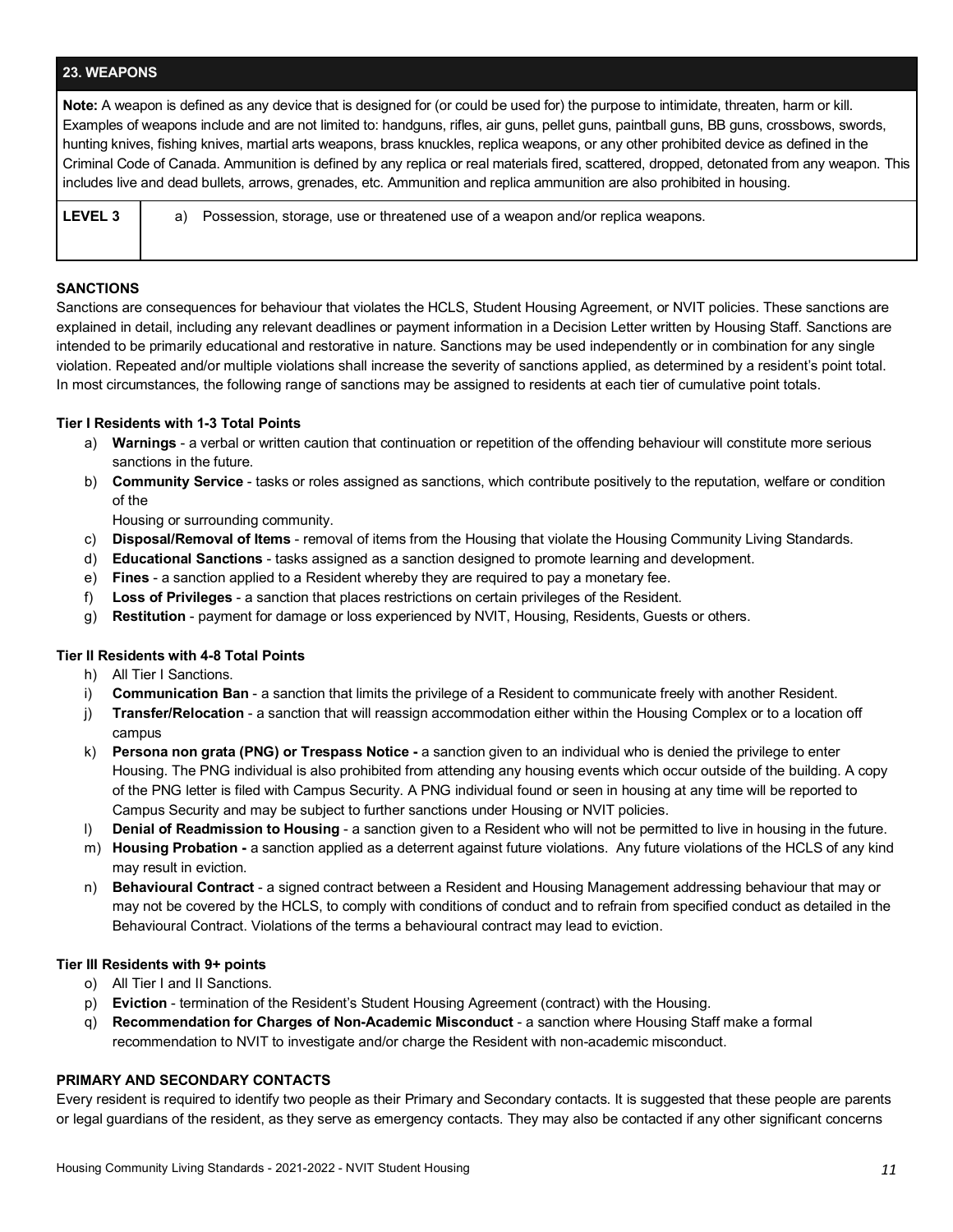## 23. WEAPONS

**Note:** A weapon is defined as any device that is designed for (or could be used for) the purpose to intimidate, threaten, harm or kill. Examples of weapons include and are not limited to: handguns, rifles, air guns, pellet guns, paintball guns, BB guns, crossbows, swords, hunting knives, fishing knives, martial arts weapons, brass knuckles, replica weapons, or any other prohibited device as defined in the Criminal Code of Canada. Ammunition is defined by any replica or real materials fired, scattered, dropped, detonated from any weapon. This includes live and dead bullets, arrows, grenades, etc. Ammunition and replica ammunition are also prohibited in housing.

| | |
|---|---|
| **LEVEL 3** | a) Possession, storage, use or threatened use of a weapon and/or replica weapons. |

### SANCTIONS

Sanctions are consequences for behaviour that violates the HCLS, Student Housing Agreement, or NVIT policies. These sanctions are explained in detail, including any relevant deadlines or payment information in a Decision Letter written by Housing Staff. Sanctions are intended to be primarily educational and restorative in nature. Sanctions may be used independently or in combination for any single violation. Repeated and/or multiple violations shall increase the severity of sanctions applied, as determined by a resident's point total. In most circumstances, the following range of sanctions may be assigned to residents at each tier of cumulative point totals.

#### Tier I Residents with 1-3 Total Points

a) **Warnings** - a verbal or written caution that continuation or repetition of the offending behaviour will constitute more serious sanctions in the future.
b) **Community Service** - tasks or roles assigned as sanctions, which contribute positively to the reputation, welfare or condition of the
Housing or surrounding community.
c) **Disposal/Removal of Items** - removal of items from the Housing that violate the Housing Community Living Standards.
d) **Educational Sanctions** - tasks assigned as a sanction designed to promote learning and development.
e) **Fines** - a sanction applied to a Resident whereby they are required to pay a monetary fee.
f) **Loss of Privileges** - a sanction that places restrictions on certain privileges of the Resident.
g) **Restitution** - payment for damage or loss experienced by NVIT, Housing, Residents, Guests or others.

#### Tier II Residents with 4-8 Total Points

h) All Tier I Sanctions.
i) **Communication Ban** - a sanction that limits the privilege of a Resident to communicate freely with another Resident.
j) **Transfer/Relocation** - a sanction that will reassign accommodation either within the Housing Complex or to a location off campus
k) **Persona non grata (PNG) or Trespass Notice -** a sanction given to an individual who is denied the privilege to enter Housing. The PNG individual is also prohibited from attending any housing events which occur outside of the building. A copy of the PNG letter is filed with Campus Security. A PNG individual found or seen in housing at any time will be reported to Campus Security and may be subject to further sanctions under Housing or NVIT policies.
l) **Denial of Readmission to Housing** - a sanction given to a Resident who will not be permitted to live in housing in the future.
m) **Housing Probation -** a sanction applied as a deterrent against future violations. Any future violations of the HCLS of any kind may result in eviction.
n) **Behavioural Contract** - a signed contract between a Resident and Housing Management addressing behaviour that may or may not be covered by the HCLS, to comply with conditions of conduct and to refrain from specified conduct as detailed in the Behavioural Contract. Violations of the terms a behavioural contract may lead to eviction.

#### Tier III Residents with 9+ points

o) All Tier I and II Sanctions.
p) **Eviction** - termination of the Resident's Student Housing Agreement (contract) with the Housing.
q) **Recommendation for Charges of Non-Academic Misconduct** - a sanction where Housing Staff make a formal recommendation to NVIT to investigate and/or charge the Resident with non-academic misconduct.

### PRIMARY AND SECONDARY CONTACTS

Every resident is required to identify two people as their Primary and Secondary contacts. It is suggested that these people are parents or legal guardians of the resident, as they serve as emergency contacts. They may also be contacted if any other significant concerns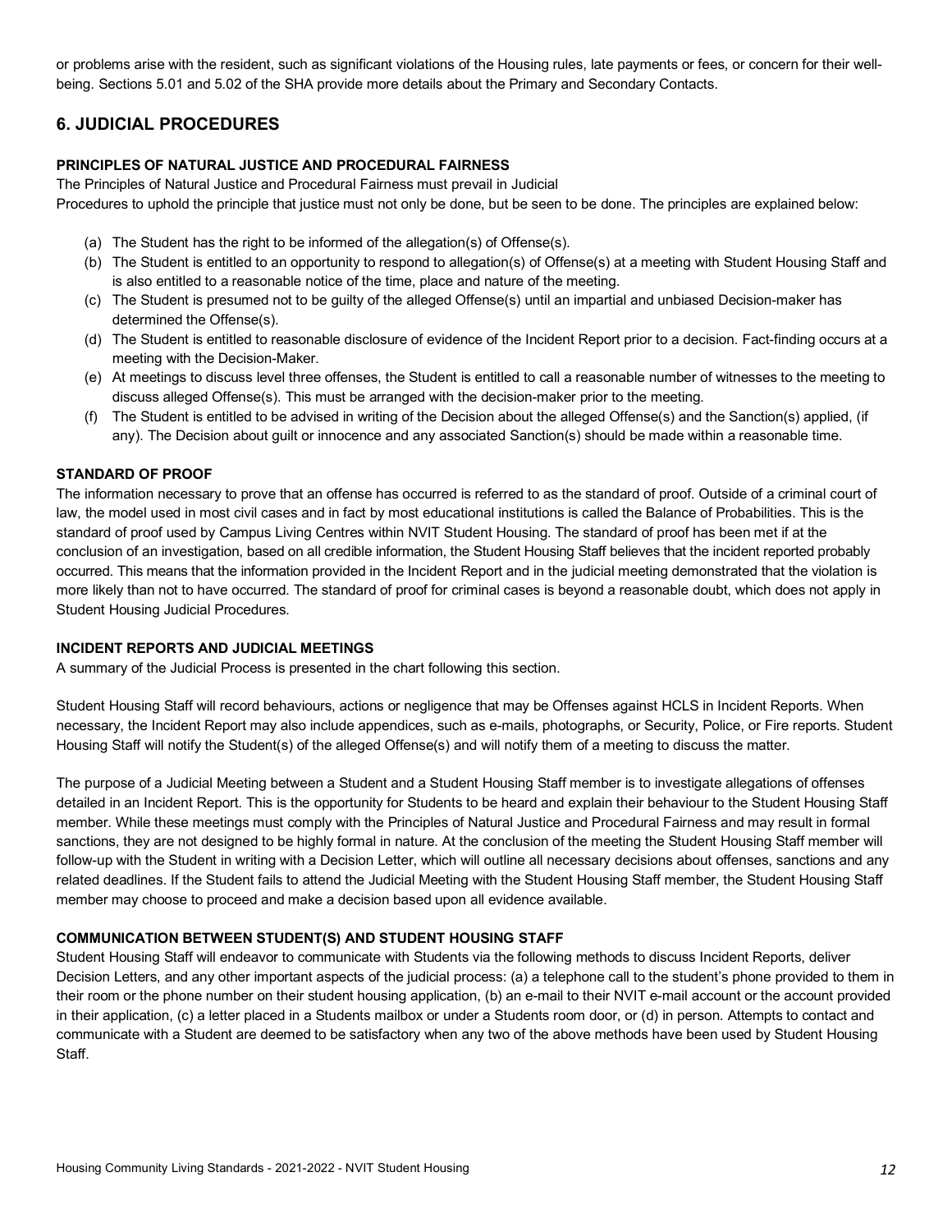or problems arise with the resident, such as significant violations of the Housing rules, late payments or fees, or concern for their well-being. Sections 5.01 and 5.02 of the SHA provide more details about the Primary and Secondary Contacts.

## 6. JUDICIAL PROCEDURES

### PRINCIPLES OF NATURAL JUSTICE AND PROCEDURAL FAIRNESS

The Principles of Natural Justice and Procedural Fairness must prevail in Judicial Procedures to uphold the principle that justice must not only be done, but be seen to be done. The principles are explained below:

(a) The Student has the right to be informed of the allegation(s) of Offense(s).

(b) The Student is entitled to an opportunity to respond to allegation(s) of Offense(s) at a meeting with Student Housing Staff and is also entitled to a reasonable notice of the time, place and nature of the meeting.

(c) The Student is presumed not to be guilty of the alleged Offense(s) until an impartial and unbiased Decision-maker has determined the Offense(s).

(d) The Student is entitled to reasonable disclosure of evidence of the Incident Report prior to a decision. Fact-finding occurs at a meeting with the Decision-Maker.

(e) At meetings to discuss level three offenses, the Student is entitled to call a reasonable number of witnesses to the meeting to discuss alleged Offense(s). This must be arranged with the decision-maker prior to the meeting.

(f) The Student is entitled to be advised in writing of the Decision about the alleged Offense(s) and the Sanction(s) applied, (if any). The Decision about guilt or innocence and any associated Sanction(s) should be made within a reasonable time.

### STANDARD OF PROOF

The information necessary to prove that an offense has occurred is referred to as the standard of proof. Outside of a criminal court of law, the model used in most civil cases and in fact by most educational institutions is called the Balance of Probabilities. This is the standard of proof used by Campus Living Centres within NVIT Student Housing. The standard of proof has been met if at the conclusion of an investigation, based on all credible information, the Student Housing Staff believes that the incident reported probably occurred. This means that the information provided in the Incident Report and in the judicial meeting demonstrated that the violation is more likely than not to have occurred. The standard of proof for criminal cases is beyond a reasonable doubt, which does not apply in Student Housing Judicial Procedures.

### INCIDENT REPORTS AND JUDICIAL MEETINGS

A summary of the Judicial Process is presented in the chart following this section.

Student Housing Staff will record behaviours, actions or negligence that may be Offenses against HCLS in Incident Reports. When necessary, the Incident Report may also include appendices, such as e-mails, photographs, or Security, Police, or Fire reports. Student Housing Staff will notify the Student(s) of the alleged Offense(s) and will notify them of a meeting to discuss the matter.

The purpose of a Judicial Meeting between a Student and a Student Housing Staff member is to investigate allegations of offenses detailed in an Incident Report. This is the opportunity for Students to be heard and explain their behaviour to the Student Housing Staff member. While these meetings must comply with the Principles of Natural Justice and Procedural Fairness and may result in formal sanctions, they are not designed to be highly formal in nature. At the conclusion of the meeting the Student Housing Staff member will follow-up with the Student in writing with a Decision Letter, which will outline all necessary decisions about offenses, sanctions and any related deadlines. If the Student fails to attend the Judicial Meeting with the Student Housing Staff member, the Student Housing Staff member may choose to proceed and make a decision based upon all evidence available.

### COMMUNICATION BETWEEN STUDENT(S) AND STUDENT HOUSING STAFF

Student Housing Staff will endeavor to communicate with Students via the following methods to discuss Incident Reports, deliver Decision Letters, and any other important aspects of the judicial process: (a) a telephone call to the student's phone provided to them in their room or the phone number on their student housing application, (b) an e-mail to their NVIT e-mail account or the account provided in their application, (c) a letter placed in a Students mailbox or under a Students room door, or (d) in person. Attempts to contact and communicate with a Student are deemed to be satisfactory when any two of the above methods have been used by Student Housing Staff.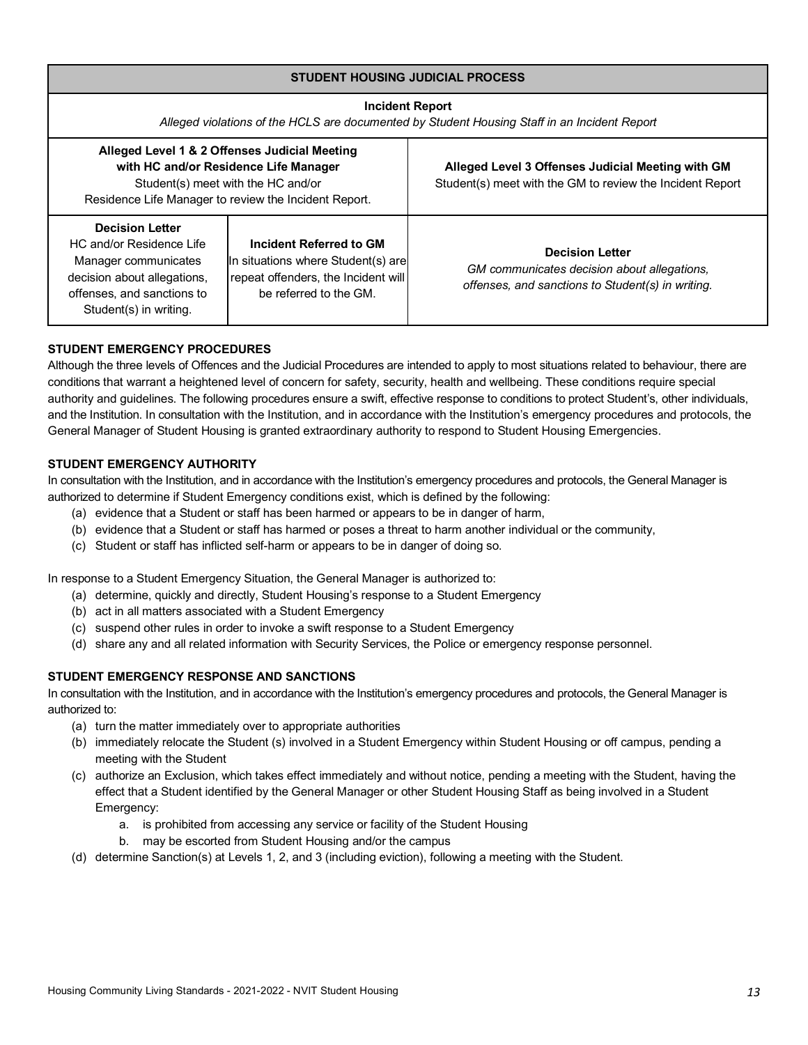| STUDENT HOUSING JUDICIAL PROCESS | | |
|---|---|---|
| **Incident Report**<br>*Alleged violations of the HCLS are documented by Student Housing Staff in an Incident Report* | | |
| **Alleged Level 1 & 2 Offenses Judicial Meeting with HC and/or Residence Life Manager**<br>Student(s) meet with the HC and/or Residence Life Manager to review the Incident Report. | | **Alleged Level 3 Offenses Judicial Meeting with GM**<br>Student(s) meet with the GM to review the Incident Report |
| **Decision Letter**<br>HC and/or Residence Life Manager communicates decision about allegations, offenses, and sanctions to Student(s) in writing. | **Incident Referred to GM**<br>In situations where Student(s) are repeat offenders, the Incident will be referred to the GM. | **Decision Letter**<br>*GM communicates decision about allegations, offenses, and sanctions to Student(s) in writing.* |

**STUDENT EMERGENCY PROCEDURES**

Although the three levels of Offences and the Judicial Procedures are intended to apply to most situations related to behaviour, there are conditions that warrant a heightened level of concern for safety, security, health and wellbeing. These conditions require special authority and guidelines. The following procedures ensure a swift, effective response to conditions to protect Student's, other individuals, and the Institution. In consultation with the Institution, and in accordance with the Institution's emergency procedures and protocols, the General Manager of Student Housing is granted extraordinary authority to respond to Student Housing Emergencies.

**STUDENT EMERGENCY AUTHORITY**

In consultation with the Institution, and in accordance with the Institution's emergency procedures and protocols, the General Manager is authorized to determine if Student Emergency conditions exist, which is defined by the following:

(a) evidence that a Student or staff has been harmed or appears to be in danger of harm,
(b) evidence that a Student or staff has harmed or poses a threat to harm another individual or the community,
(c) Student or staff has inflicted self-harm or appears to be in danger of doing so.

In response to a Student Emergency Situation, the General Manager is authorized to:

(a) determine, quickly and directly, Student Housing's response to a Student Emergency
(b) act in all matters associated with a Student Emergency
(c) suspend other rules in order to invoke a swift response to a Student Emergency
(d) share any and all related information with Security Services, the Police or emergency response personnel.

**STUDENT EMERGENCY RESPONSE AND SANCTIONS**

In consultation with the Institution, and in accordance with the Institution's emergency procedures and protocols, the General Manager is authorized to:

(a) turn the matter immediately over to appropriate authorities
(b) immediately relocate the Student (s) involved in a Student Emergency within Student Housing or off campus, pending a meeting with the Student
(c) authorize an Exclusion, which takes effect immediately and without notice, pending a meeting with the Student, having the effect that a Student identified by the General Manager or other Student Housing Staff as being involved in a Student Emergency:
    a. is prohibited from accessing any service or facility of the Student Housing
    b. may be escorted from Student Housing and/or the campus
(d) determine Sanction(s) at Levels 1, 2, and 3 (including eviction), following a meeting with the Student.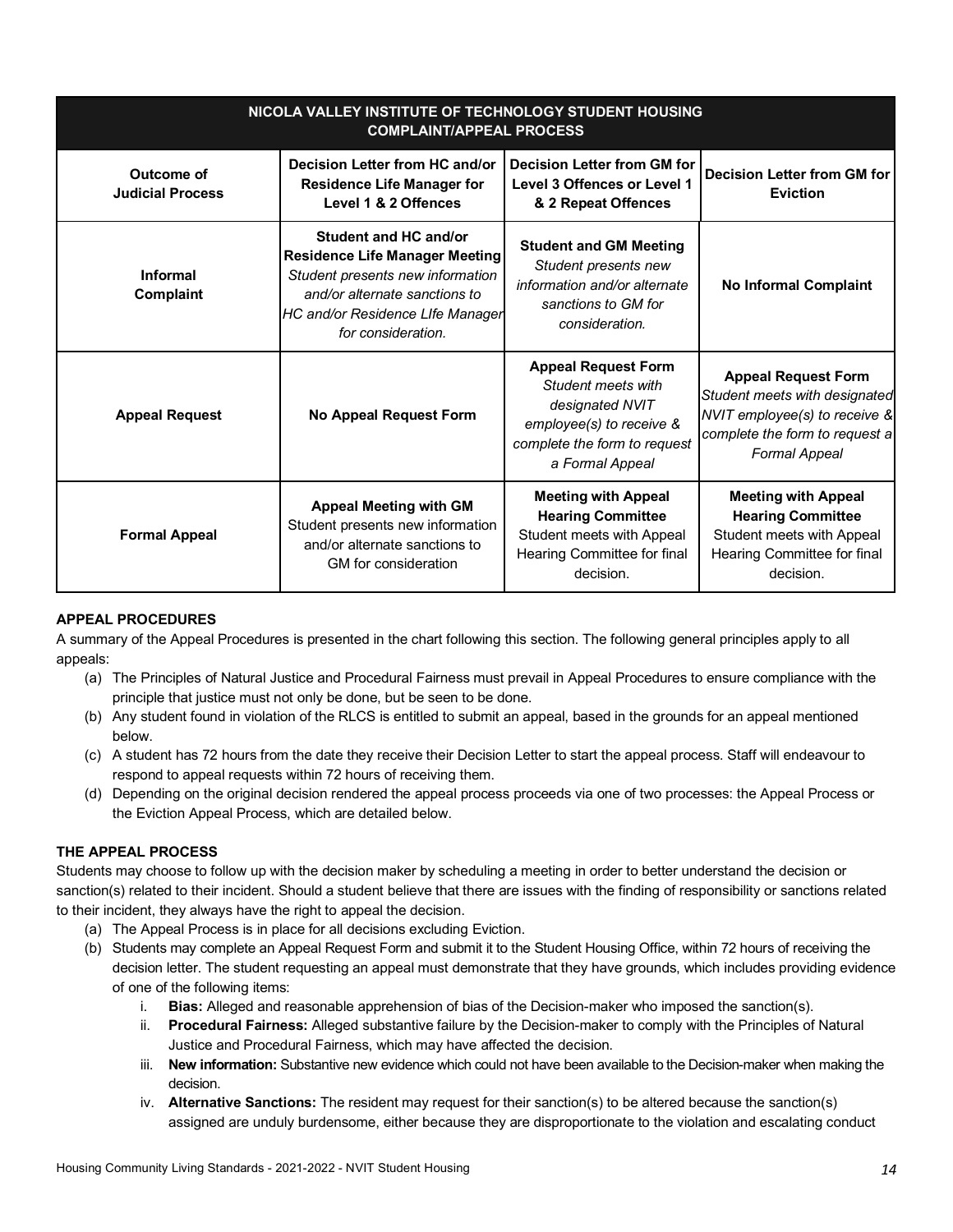| NICOLA VALLEY INSTITUTE OF TECHNOLOGY STUDENT HOUSING COMPLAINT/APPEAL PROCESS | | | |
|---|---|---|---|
| **Outcome of Judicial Process** | **Decision Letter from HC and/or Residence Life Manager for Level 1 & 2 Offences** | **Decision Letter from GM for Level 3 Offences or Level 1 & 2 Repeat Offences** | **Decision Letter from GM for Eviction** |
| **Informal Complaint** | **Student and HC and/or Residence Life Manager Meeting** *Student presents new information and/or alternate sanctions to HC and/or Residence LIfe Manager for consideration.* | **Student and GM Meeting** *Student presents new information and/or alternate sanctions to GM for consideration.* | **No Informal Complaint** |
| **Appeal Request** | **No Appeal Request Form** | **Appeal Request Form** *Student meets with designated NVIT employee(s) to receive & complete the form to request a Formal Appeal* | **Appeal Request Form** *Student meets with designated NVIT employee(s) to receive & complete the form to request a Formal Appeal* |
| **Formal Appeal** | **Appeal Meeting with GM** Student presents new information and/or alternate sanctions to GM for consideration | **Meeting with Appeal Hearing Committee** Student meets with Appeal Hearing Committee for final decision. | **Meeting with Appeal Hearing Committee** Student meets with Appeal Hearing Committee for final decision. |

## APPEAL PROCEDURES

A summary of the Appeal Procedures is presented in the chart following this section. The following general principles apply to all appeals:

(a) The Principles of Natural Justice and Procedural Fairness must prevail in Appeal Procedures to ensure compliance with the principle that justice must not only be done, but be seen to be done.

(b) Any student found in violation of the RLCS is entitled to submit an appeal, based in the grounds for an appeal mentioned below.

(c) A student has 72 hours from the date they receive their Decision Letter to start the appeal process. Staff will endeavour to respond to appeal requests within 72 hours of receiving them.

(d) Depending on the original decision rendered the appeal process proceeds via one of two processes: the Appeal Process or the Eviction Appeal Process, which are detailed below.

## THE APPEAL PROCESS

Students may choose to follow up with the decision maker by scheduling a meeting in order to better understand the decision or sanction(s) related to their incident. Should a student believe that there are issues with the finding of responsibility or sanctions related to their incident, they always have the right to appeal the decision.

(a) The Appeal Process is in place for all decisions excluding Eviction.

(b) Students may complete an Appeal Request Form and submit it to the Student Housing Office, within 72 hours of receiving the decision letter. The student requesting an appeal must demonstrate that they have grounds, which includes providing evidence of one of the following items:

   i. **Bias:** Alleged and reasonable apprehension of bias of the Decision-maker who imposed the sanction(s).

   ii. **Procedural Fairness:** Alleged substantive failure by the Decision-maker to comply with the Principles of Natural Justice and Procedural Fairness, which may have affected the decision.

   iii. **New information:** Substantive new evidence which could not have been available to the Decision-maker when making the decision.

   iv. **Alternative Sanctions:** The resident may request for their sanction(s) to be altered because the sanction(s) assigned are unduly burdensome, either because they are disproportionate to the violation and escalating conduct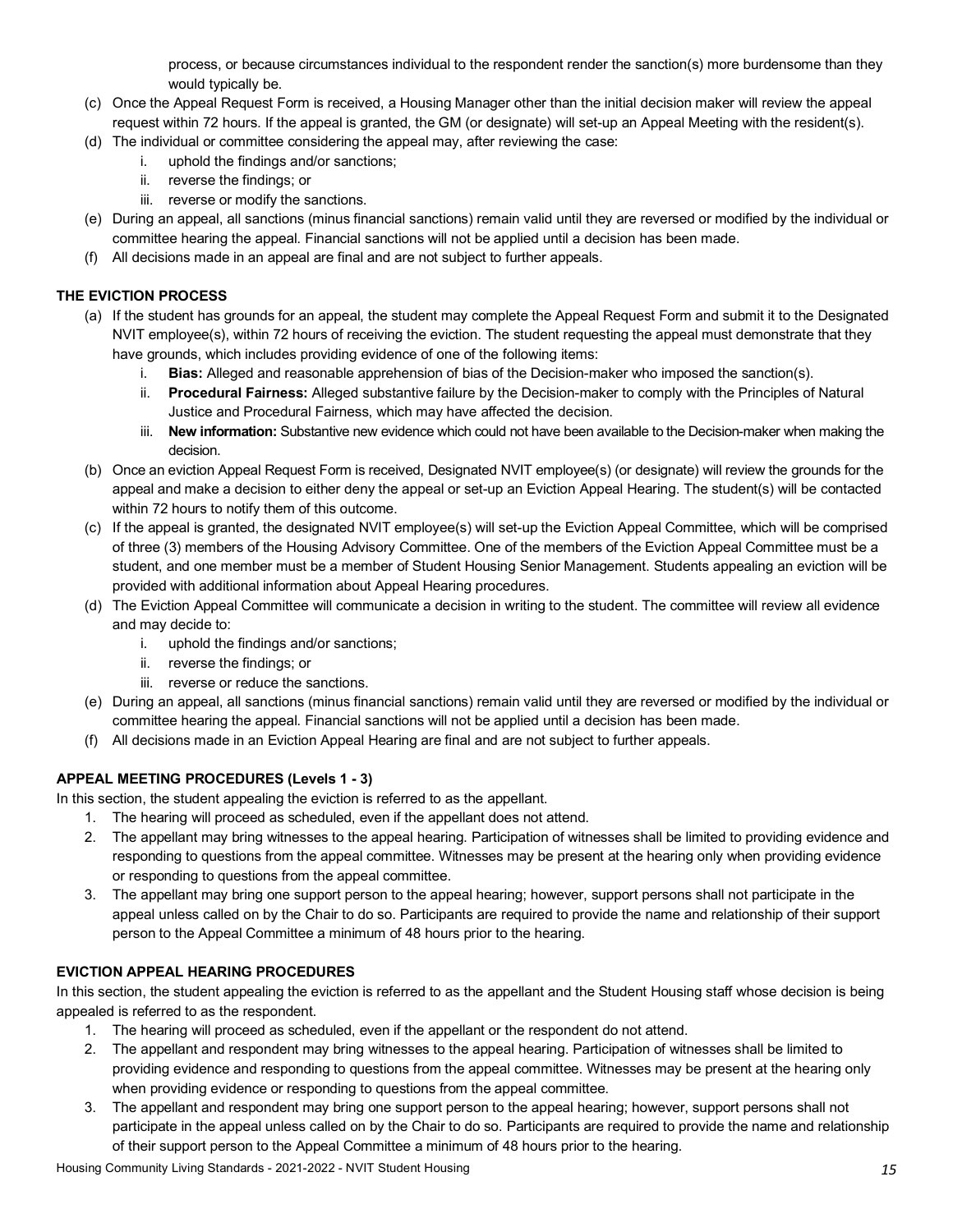process, or because circumstances individual to the respondent render the sanction(s) more burdensome than they would typically be.

(c) Once the Appeal Request Form is received, a Housing Manager other than the initial decision maker will review the appeal request within 72 hours. If the appeal is granted, the GM (or designate) will set-up an Appeal Meeting with the resident(s).

(d) The individual or committee considering the appeal may, after reviewing the case:
  i. uphold the findings and/or sanctions;
  ii. reverse the findings; or
  iii. reverse or modify the sanctions.

(e) During an appeal, all sanctions (minus financial sanctions) remain valid until they are reversed or modified by the individual or committee hearing the appeal. Financial sanctions will not be applied until a decision has been made.

(f) All decisions made in an appeal are final and are not subject to further appeals.

**THE EVICTION PROCESS**

(a) If the student has grounds for an appeal, the student may complete the Appeal Request Form and submit it to the Designated NVIT employee(s), within 72 hours of receiving the eviction. The student requesting the appeal must demonstrate that they have grounds, which includes providing evidence of one of the following items:
  i. **Bias:** Alleged and reasonable apprehension of bias of the Decision-maker who imposed the sanction(s).
  ii. **Procedural Fairness:** Alleged substantive failure by the Decision-maker to comply with the Principles of Natural Justice and Procedural Fairness, which may have affected the decision.
  iii. **New information:** Substantive new evidence which could not have been available to the Decision-maker when making the decision.

(b) Once an eviction Appeal Request Form is received, Designated NVIT employee(s) (or designate) will review the grounds for the appeal and make a decision to either deny the appeal or set-up an Eviction Appeal Hearing. The student(s) will be contacted within 72 hours to notify them of this outcome.

(c) If the appeal is granted, the designated NVIT employee(s) will set-up the Eviction Appeal Committee, which will be comprised of three (3) members of the Housing Advisory Committee. One of the members of the Eviction Appeal Committee must be a student, and one member must be a member of Student Housing Senior Management. Students appealing an eviction will be provided with additional information about Appeal Hearing procedures.

(d) The Eviction Appeal Committee will communicate a decision in writing to the student. The committee will review all evidence and may decide to:
  i. uphold the findings and/or sanctions;
  ii. reverse the findings; or
  iii. reverse or reduce the sanctions.

(e) During an appeal, all sanctions (minus financial sanctions) remain valid until they are reversed or modified by the individual or committee hearing the appeal. Financial sanctions will not be applied until a decision has been made.

(f) All decisions made in an Eviction Appeal Hearing are final and are not subject to further appeals.

**APPEAL MEETING PROCEDURES (Levels 1 - 3)**

In this section, the student appealing the eviction is referred to as the appellant.

1. The hearing will proceed as scheduled, even if the appellant does not attend.
2. The appellant may bring witnesses to the appeal hearing. Participation of witnesses shall be limited to providing evidence and responding to questions from the appeal committee. Witnesses may be present at the hearing only when providing evidence or responding to questions from the appeal committee.
3. The appellant may bring one support person to the appeal hearing; however, support persons shall not participate in the appeal unless called on by the Chair to do so. Participants are required to provide the name and relationship of their support person to the Appeal Committee a minimum of 48 hours prior to the hearing.

**EVICTION APPEAL HEARING PROCEDURES**

In this section, the student appealing the eviction is referred to as the appellant and the Student Housing staff whose decision is being appealed is referred to as the respondent.

1. The hearing will proceed as scheduled, even if the appellant or the respondent do not attend.
2. The appellant and respondent may bring witnesses to the appeal hearing. Participation of witnesses shall be limited to providing evidence and responding to questions from the appeal committee. Witnesses may be present at the hearing only when providing evidence or responding to questions from the appeal committee.
3. The appellant and respondent may bring one support person to the appeal hearing; however, support persons shall not participate in the appeal unless called on by the Chair to do so. Participants are required to provide the name and relationship of their support person to the Appeal Committee a minimum of 48 hours prior to the hearing.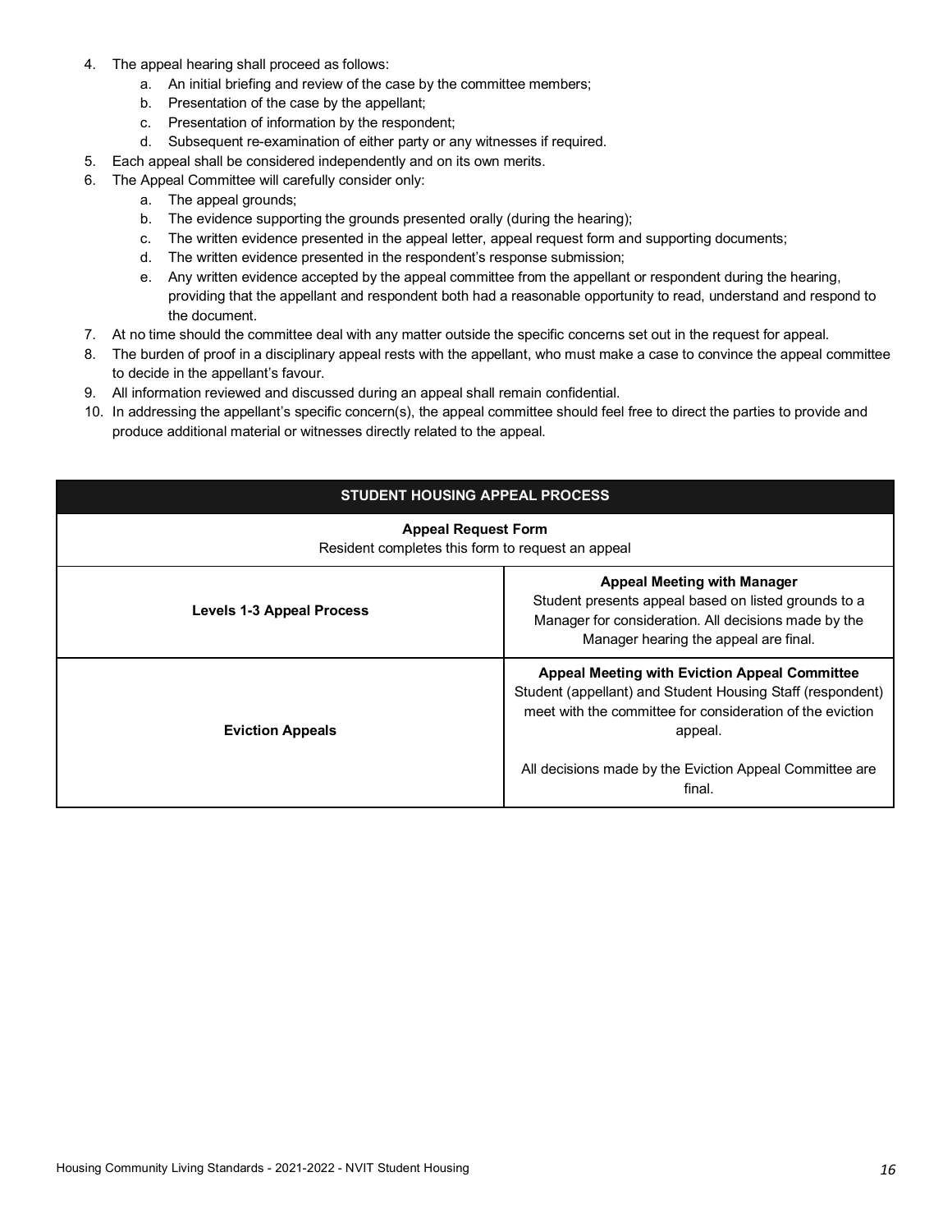4. The appeal hearing shall proceed as follows:
   a. An initial briefing and review of the case by the committee members;
   b. Presentation of the case by the appellant;
   c. Presentation of information by the respondent;
   d. Subsequent re-examination of either party or any witnesses if required.
5. Each appeal shall be considered independently and on its own merits.
6. The Appeal Committee will carefully consider only:
   a. The appeal grounds;
   b. The evidence supporting the grounds presented orally (during the hearing);
   c. The written evidence presented in the appeal letter, appeal request form and supporting documents;
   d. The written evidence presented in the respondent's response submission;
   e. Any written evidence accepted by the appeal committee from the appellant or respondent during the hearing, providing that the appellant and respondent both had a reasonable opportunity to read, understand and respond to the document.
7. At no time should the committee deal with any matter outside the specific concerns set out in the request for appeal.
8. The burden of proof in a disciplinary appeal rests with the appellant, who must make a case to convince the appeal committee to decide in the appellant's favour.
9. All information reviewed and discussed during an appeal shall remain confidential.
10. In addressing the appellant's specific concern(s), the appeal committee should feel free to direct the parties to provide and produce additional material or witnesses directly related to the appeal.

| STUDENT HOUSING APPEAL PROCESS | |
|---|---|
| **Appeal Request Form**<br>Resident completes this form to request an appeal | |
| **Levels 1-3 Appeal Process** | **Appeal Meeting with Manager**<br>Student presents appeal based on listed grounds to a Manager for consideration. All decisions made by the Manager hearing the appeal are final. |
| **Eviction Appeals** | **Appeal Meeting with Eviction Appeal Committee**<br>Student (appellant) and Student Housing Staff (respondent) meet with the committee for consideration of the eviction appeal.<br><br>All decisions made by the Eviction Appeal Committee are final. |